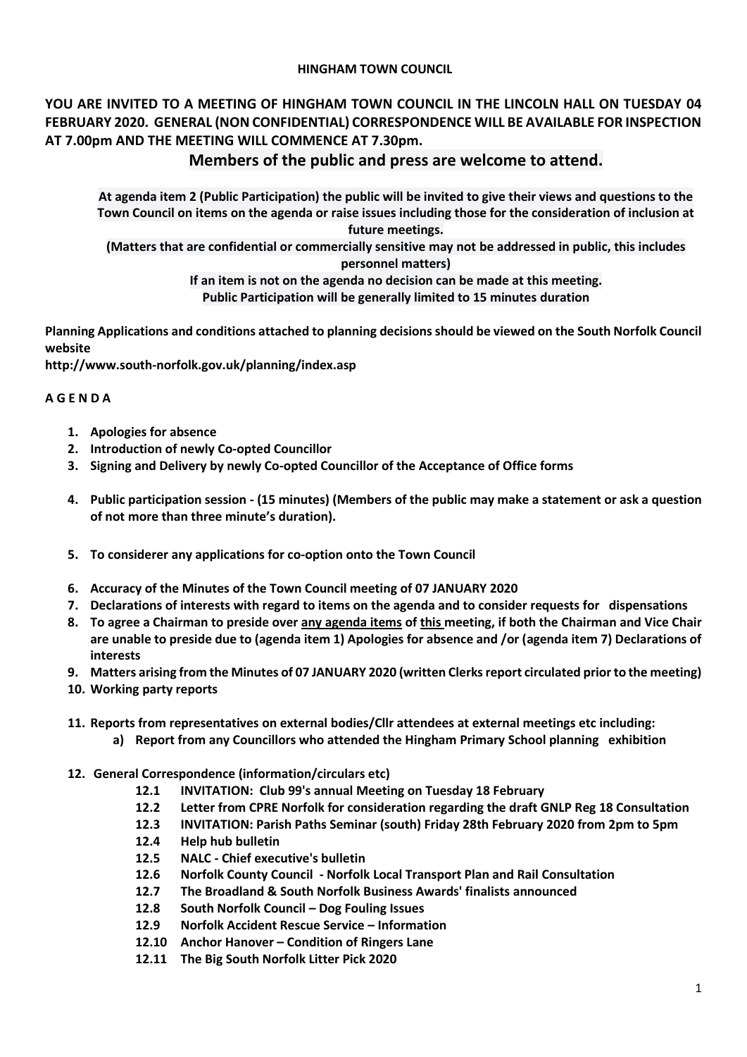**HINGHAM TOWN COUNCIL**

**YOU ARE INVITED TO A MEETING OF HINGHAM TOWN COUNCIL IN THE LINCOLN HALL ON TUESDAY 04 FEBRUARY 2020. GENERAL (NON CONFIDENTIAL) CORRESPONDENCE WILL BE AVAILABLE FOR INSPECTION AT 7.00pm AND THE MEETING WILL COMMENCE AT 7.30pm.**

## Members of the public and press are welcome to attend.

**At agenda item 2 (Public Participation) the public will be invited to give their views and questions to the Town Council on items on the agenda or raise issues including those for the consideration of inclusion at future meetings.**

**(Matters that are confidential or commercially sensitive may not be addressed in public, this includes personnel matters)**

**If an item is not on the agenda no decision can be made at this meeting.**

**Public Participation will be generally limited to 15 minutes duration**

**Planning Applications and conditions attached to planning decisions should be viewed on the South Norfolk Council website**

**http://www.south-norfolk.gov.uk/planning/index.asp**

**A G E N D A**

1. **Apologies for absence**
2. **Introduction of newly Co-opted Councillor**
3. **Signing and Delivery by newly Co-opted Councillor of the Acceptance of Office forms**
4. **Public participation session - (15 minutes) (Members of the public may make a statement or ask a question of not more than three minute's duration).**
5. **To considerer any applications for co-option onto the Town Council**
6. **Accuracy of the Minutes of the Town Council meeting of 07 JANUARY 2020**
7. **Declarations of interests with regard to items on the agenda and to consider requests for dispensations**
8. **To agree a Chairman to preside over <u>any agenda items</u> of <u>this</u> meeting, if both the Chairman and Vice Chair are unable to preside due to (agenda item 1) Apologies for absence and /or (agenda item 7) Declarations of interests**
9. **Matters arising from the Minutes of 07 JANUARY 2020 (written Clerks report circulated prior to the meeting)**
10. **Working party reports**
11. **Reports from representatives on external bodies/Cllr attendees at external meetings etc including:**
    a) **Report from any Councillors who attended the Hingham Primary School planning exhibition**
12. **General Correspondence (information/circulars etc)**
    - **12.1 INVITATION: Club 99's annual Meeting on Tuesday 18 February**
    - **12.2 Letter from CPRE Norfolk for consideration regarding the draft GNLP Reg 18 Consultation**
    - **12.3 INVITATION: Parish Paths Seminar (south) Friday 28th February 2020 from 2pm to 5pm**
    - **12.4 Help hub bulletin**
    - **12.5 NALC - Chief executive's bulletin**
    - **12.6 Norfolk County Council - Norfolk Local Transport Plan and Rail Consultation**
    - **12.7 The Broadland & South Norfolk Business Awards' finalists announced**
    - **12.8 South Norfolk Council – Dog Fouling Issues**
    - **12.9 Norfolk Accident Rescue Service – Information**
    - **12.10 Anchor Hanover – Condition of Ringers Lane**
    - **12.11 The Big South Norfolk Litter Pick 2020**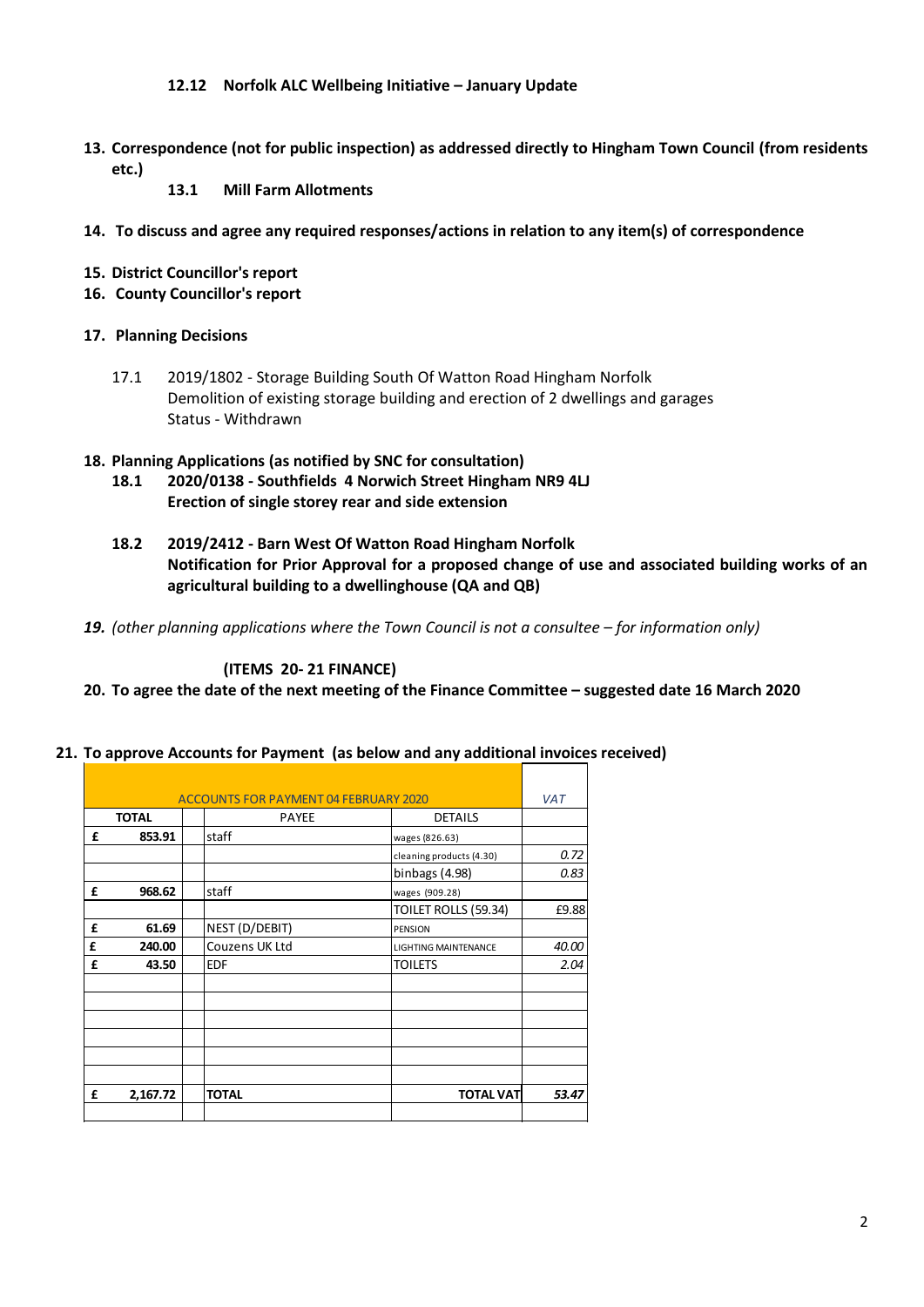**12.12 Norfolk ALC Wellbeing Initiative – January Update**

**13. Correspondence (not for public inspection) as addressed directly to Hingham Town Council (from residents etc.)**

**13.1 Mill Farm Allotments**

**14. To discuss and agree any required responses/actions in relation to any item(s) of correspondence**

**15. District Councillor's report**

**16. County Councillor's report**

**17. Planning Decisions**

17.1 2019/1802 - Storage Building South Of Watton Road Hingham Norfolk
Demolition of existing storage building and erection of 2 dwellings and garages
Status - Withdrawn

**18. Planning Applications (as notified by SNC for consultation)**

**18.1 2020/0138 - Southfields 4 Norwich Street Hingham NR9 4LJ**
**Erection of single storey rear and side extension**

**18.2 2019/2412 - Barn West Of Watton Road Hingham Norfolk**
**Notification for Prior Approval for a proposed change of use and associated building works of an agricultural building to a dwellinghouse (QA and QB)**

***19.*** *(other planning applications where the Town Council is not a consultee – for information only)*

**(ITEMS 20- 21 FINANCE)**

**20. To agree the date of the next meeting of the Finance Committee – suggested date 16 March 2020**

**21. To approve Accounts for Payment (as below and any additional invoices received)**

| ACCOUNTS FOR PAYMENT 04 FEBRUARY 2020 | | | | | *VAT* |
|---|---|---|---|---|---|
| **TOTAL** | | | PAYEE | DETAILS | |
| **£** | **853.91** | | staff | wages (826.63) | |
| | | | | cleaning products (4.30) | *0.72* |
| | | | | binbags (4.98) | *0.83* |
| **£** | **968.62** | | staff | wages (909.28) | |
| | | | | TOILET ROLLS (59.34) | £9.88 |
| **£** | **61.69** | | NEST (D/DEBIT) | PENSION | |
| **£** | **240.00** | | Couzens UK Ltd | LIGHTING MAINTENANCE | *40.00* |
| **£** | **43.50** | | EDF | TOILETS | *2.04* |
| | | | | | |
| | | | | | |
| | | | | | |
| | | | | | |
| | | | | | |
| | | | | | |
| **£** | **2,167.72** | | **TOTAL** | **TOTAL VAT** | ***53.47*** |
| | | | | | |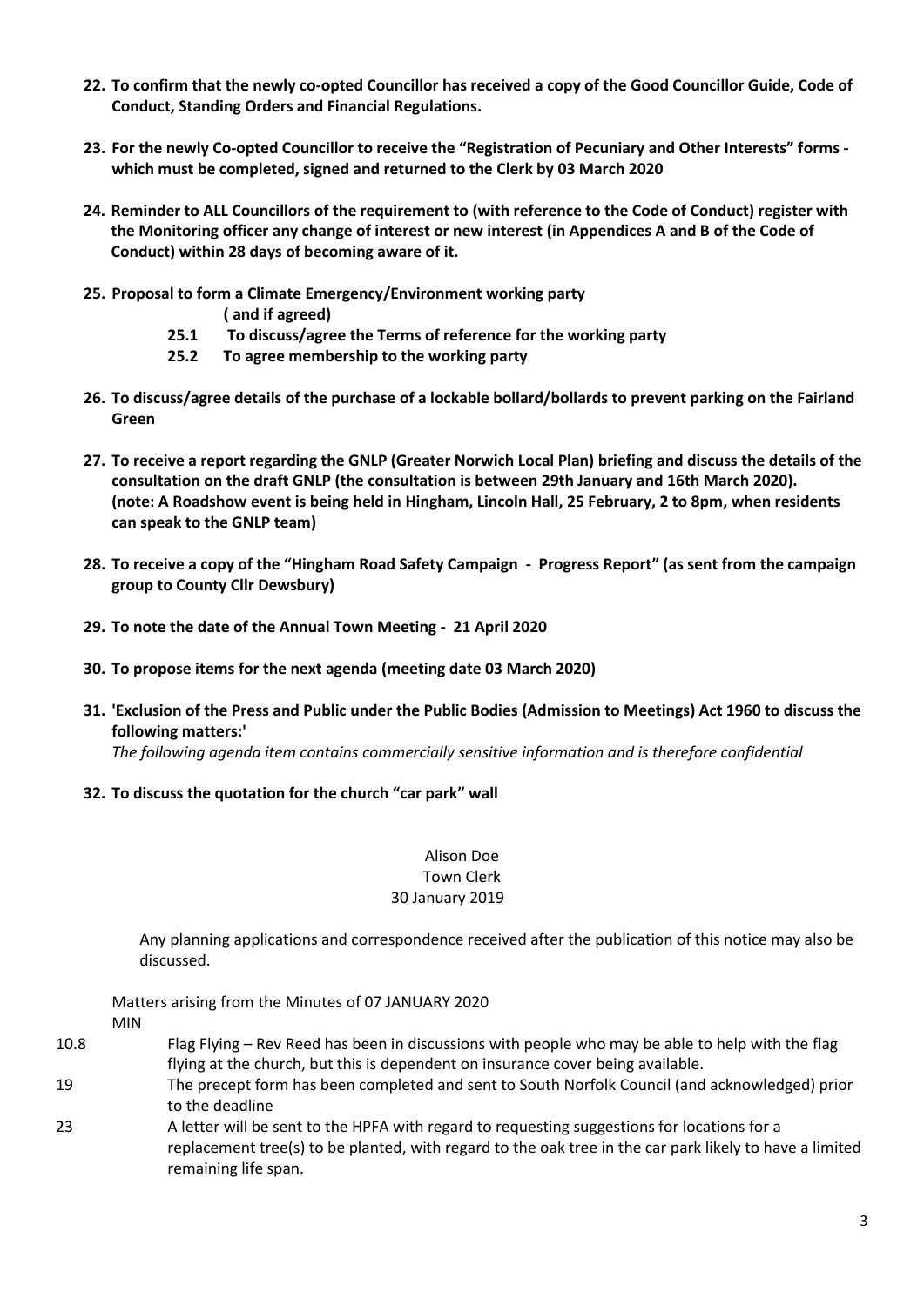**22. To confirm that the newly co-opted Councillor has received a copy of the Good Councillor Guide, Code of Conduct, Standing Orders and Financial Regulations.**

**23. For the newly Co-opted Councillor to receive the "Registration of Pecuniary and Other Interests" forms - which must be completed, signed and returned to the Clerk by 03 March 2020**

**24. Reminder to ALL Councillors of the requirement to (with reference to the Code of Conduct) register with the Monitoring officer any change of interest or new interest (in Appendices A and B of the Code of Conduct) within 28 days of becoming aware of it.**

**25. Proposal to form a Climate Emergency/Environment working party**
**( and if agreed)**
- **25.1 To discuss/agree the Terms of reference for the working party**
- **25.2 To agree membership to the working party**

**26. To discuss/agree details of the purchase of a lockable bollard/bollards to prevent parking on the Fairland Green**

**27. To receive a report regarding the GNLP (Greater Norwich Local Plan) briefing and discuss the details of the consultation on the draft GNLP (the consultation is between 29th January and 16th March 2020). (note: A Roadshow event is being held in Hingham, Lincoln Hall, 25 February, 2 to 8pm, when residents can speak to the GNLP team)**

**28. To receive a copy of the "Hingham Road Safety Campaign - Progress Report" (as sent from the campaign group to County Cllr Dewsbury)**

**29. To note the date of the Annual Town Meeting - 21 April 2020**

**30. To propose items for the next agenda (meeting date 03 March 2020)**

**31. 'Exclusion of the Press and Public under the Public Bodies (Admission to Meetings) Act 1960 to discuss the following matters:'**
*The following agenda item contains commercially sensitive information and is therefore confidential*

**32. To discuss the quotation for the church "car park" wall**

Alison Doe
Town Clerk
30 January 2019

Any planning applications and correspondence received after the publication of this notice may also be discussed.

Matters arising from the Minutes of 07 JANUARY 2020

| MIN | |
|---|---|
| 10.8 | Flag Flying – Rev Reed has been in discussions with people who may be able to help with the flag flying at the church, but this is dependent on insurance cover being available. |
| 19 | The precept form has been completed and sent to South Norfolk Council (and acknowledged) prior to the deadline |
| 23 | A letter will be sent to the HPFA with regard to requesting suggestions for locations for a replacement tree(s) to be planted, with regard to the oak tree in the car park likely to have a limited remaining life span. |